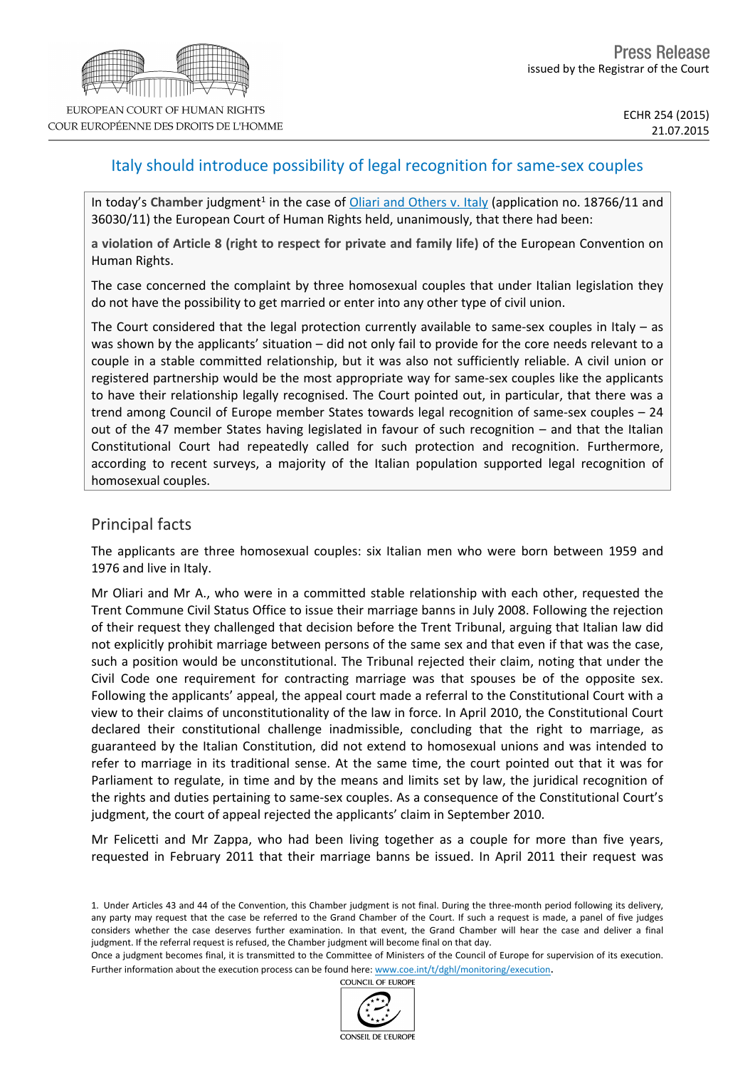Press Release
issued by the Registrar of the Court

EUROPEAN COURT OF HUMAN RIGHTS
COUR EUROPÉENNE DES DROITS DE L'HOMME

ECHR 254 (2015)
21.07.2015

# Italy should introduce possibility of legal recognition for same-sex couples

In today's **Chamber** judgment[1] in the case of Oliari and Others v. Italy (application no. 18766/11 and 36030/11) the European Court of Human Rights held, unanimously, that there had been:

**a violation of Article 8 (right to respect for private and family life)** of the European Convention on Human Rights.

The case concerned the complaint by three homosexual couples that under Italian legislation they do not have the possibility to get married or enter into any other type of civil union.

The Court considered that the legal protection currently available to same-sex couples in Italy – as was shown by the applicants' situation – did not only fail to provide for the core needs relevant to a couple in a stable committed relationship, but it was also not sufficiently reliable. A civil union or registered partnership would be the most appropriate way for same-sex couples like the applicants to have their relationship legally recognised. The Court pointed out, in particular, that there was a trend among Council of Europe member States towards legal recognition of same-sex couples – 24 out of the 47 member States having legislated in favour of such recognition – and that the Italian Constitutional Court had repeatedly called for such protection and recognition. Furthermore, according to recent surveys, a majority of the Italian population supported legal recognition of homosexual couples.

## Principal facts

The applicants are three homosexual couples: six Italian men who were born between 1959 and 1976 and live in Italy.

Mr Oliari and Mr A., who were in a committed stable relationship with each other, requested the Trent Commune Civil Status Office to issue their marriage banns in July 2008. Following the rejection of their request they challenged that decision before the Trent Tribunal, arguing that Italian law did not explicitly prohibit marriage between persons of the same sex and that even if that was the case, such a position would be unconstitutional. The Tribunal rejected their claim, noting that under the Civil Code one requirement for contracting marriage was that spouses be of the opposite sex. Following the applicants' appeal, the appeal court made a referral to the Constitutional Court with a view to their claims of unconstitutionality of the law in force. In April 2010, the Constitutional Court declared their constitutional challenge inadmissible, concluding that the right to marriage, as guaranteed by the Italian Constitution, did not extend to homosexual unions and was intended to refer to marriage in its traditional sense. At the same time, the court pointed out that it was for Parliament to regulate, in time and by the means and limits set by law, the juridical recognition of the rights and duties pertaining to same-sex couples. As a consequence of the Constitutional Court's judgment, the court of appeal rejected the applicants' claim in September 2010.

Mr Felicetti and Mr Zappa, who had been living together as a couple for more than five years, requested in February 2011 that their marriage banns be issued. In April 2011 their request was

1. Under Articles 43 and 44 of the Convention, this Chamber judgment is not final. During the three-month period following its delivery, any party may request that the case be referred to the Grand Chamber of the Court. If such a request is made, a panel of five judges considers whether the case deserves further examination. In that event, the Grand Chamber will hear the case and deliver a final judgment. If the referral request is refused, the Chamber judgment will become final on that day.
Once a judgment becomes final, it is transmitted to the Committee of Ministers of the Council of Europe for supervision of its execution. Further information about the execution process can be found here: www.coe.int/t/dghl/monitoring/execution.

COUNCIL OF EUROPE
CONSEIL DE L'EUROPE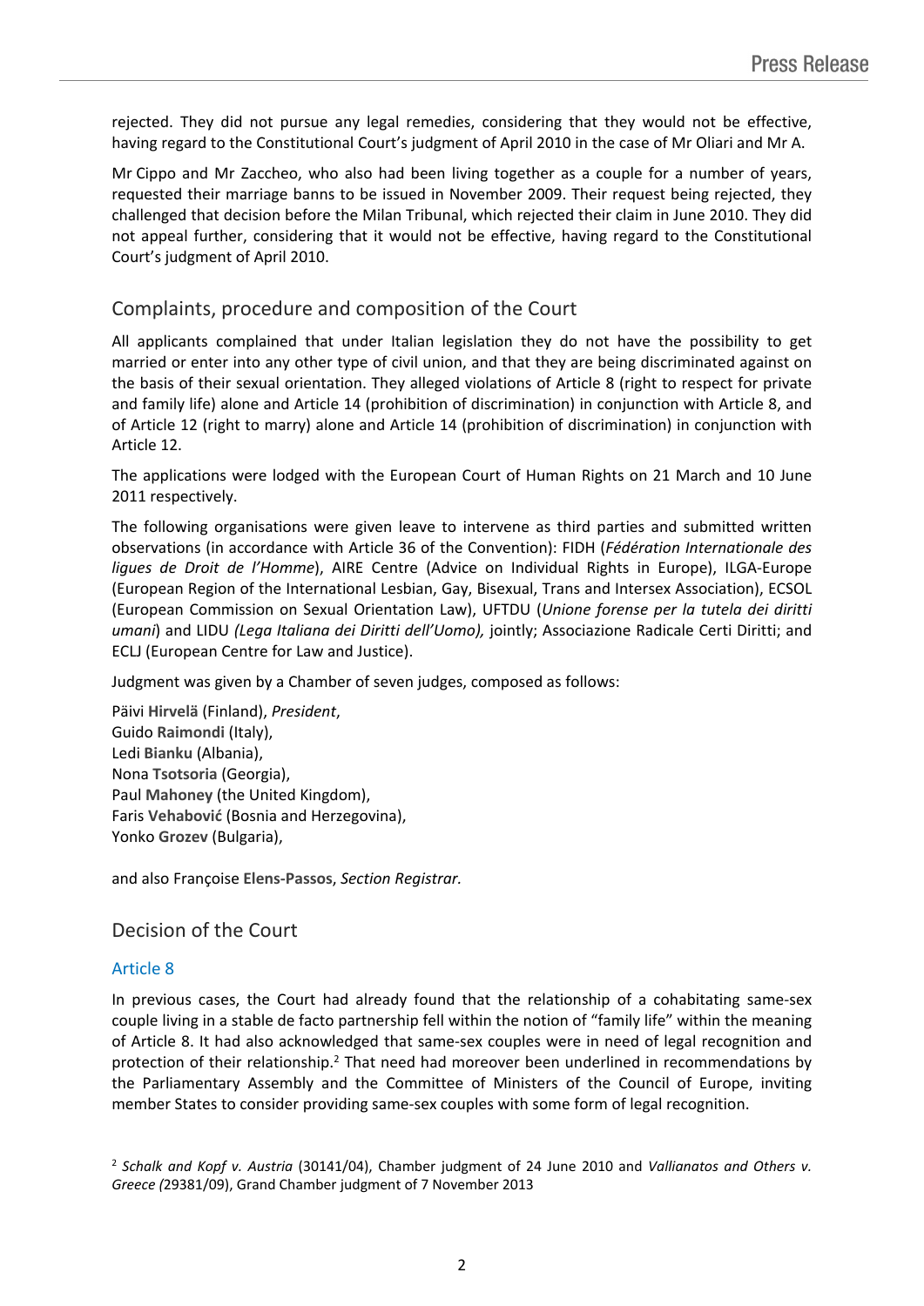rejected. They did not pursue any legal remedies, considering that they would not be effective, having regard to the Constitutional Court's judgment of April 2010 in the case of Mr Oliari and Mr A.

Mr Cippo and Mr Zaccheo, who also had been living together as a couple for a number of years, requested their marriage banns to be issued in November 2009. Their request being rejected, they challenged that decision before the Milan Tribunal, which rejected their claim in June 2010. They did not appeal further, considering that it would not be effective, having regard to the Constitutional Court's judgment of April 2010.

## Complaints, procedure and composition of the Court

All applicants complained that under Italian legislation they do not have the possibility to get married or enter into any other type of civil union, and that they are being discriminated against on the basis of their sexual orientation. They alleged violations of Article 8 (right to respect for private and family life) alone and Article 14 (prohibition of discrimination) in conjunction with Article 8, and of Article 12 (right to marry) alone and Article 14 (prohibition of discrimination) in conjunction with Article 12.

The applications were lodged with the European Court of Human Rights on 21 March and 10 June 2011 respectively.

The following organisations were given leave to intervene as third parties and submitted written observations (in accordance with Article 36 of the Convention): FIDH (*Fédération Internationale des ligues de Droit de l'Homme*), AIRE Centre (Advice on Individual Rights in Europe), ILGA-Europe (European Region of the International Lesbian, Gay, Bisexual, Trans and Intersex Association), ECSOL (European Commission on Sexual Orientation Law), UFTDU (*Unione forense per la tutela dei diritti umani*) and LIDU *(Lega Italiana dei Diritti dell'Uomo),* jointly; Associazione Radicale Certi Diritti; and ECLJ (European Centre for Law and Justice).

Judgment was given by a Chamber of seven judges, composed as follows:

Päivi **Hirvelä** (Finland), *President*,
Guido **Raimondi** (Italy),
Ledi **Bianku** (Albania),
Nona **Tsotsoria** (Georgia),
Paul **Mahoney** (the United Kingdom),
Faris **Vehabović** (Bosnia and Herzegovina),
Yonko **Grozev** (Bulgaria),

and also Françoise **Elens-Passos**, *Section Registrar.*

## Decision of the Court

### Article 8

In previous cases, the Court had already found that the relationship of a cohabitating same-sex couple living in a stable de facto partnership fell within the notion of "family life" within the meaning of Article 8. It had also acknowledged that same-sex couples were in need of legal recognition and protection of their relationship.[2] That need had moreover been underlined in recommendations by the Parliamentary Assembly and the Committee of Ministers of the Council of Europe, inviting member States to consider providing same-sex couples with some form of legal recognition.

[2] *Schalk and Kopf v. Austria* (30141/04), Chamber judgment of 24 June 2010 and *Vallianatos and Others v. Greece (*29381/09), Grand Chamber judgment of 7 November 2013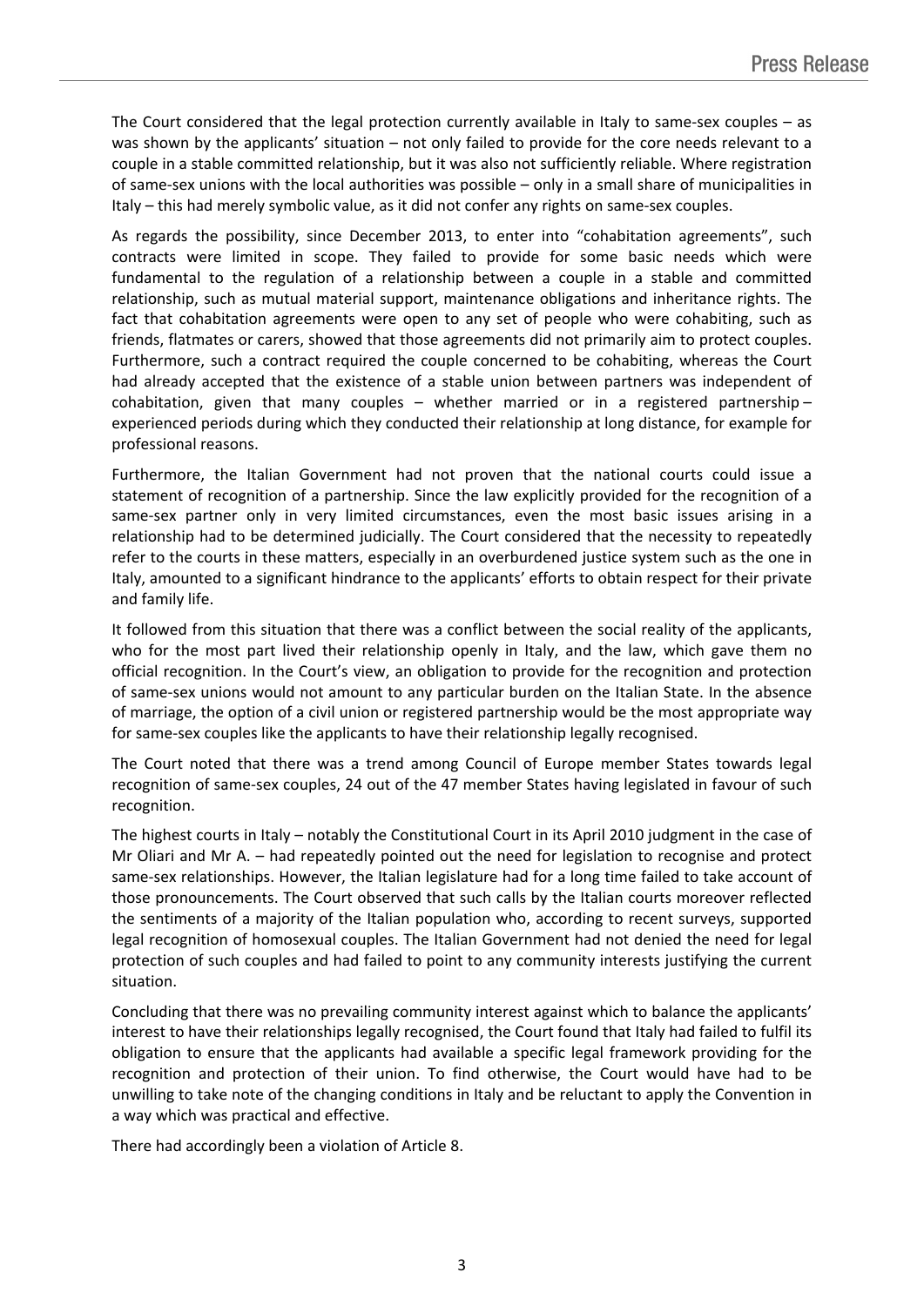The Court considered that the legal protection currently available in Italy to same-sex couples – as was shown by the applicants' situation – not only failed to provide for the core needs relevant to a couple in a stable committed relationship, but it was also not sufficiently reliable. Where registration of same-sex unions with the local authorities was possible – only in a small share of municipalities in Italy – this had merely symbolic value, as it did not confer any rights on same-sex couples.

As regards the possibility, since December 2013, to enter into "cohabitation agreements", such contracts were limited in scope. They failed to provide for some basic needs which were fundamental to the regulation of a relationship between a couple in a stable and committed relationship, such as mutual material support, maintenance obligations and inheritance rights. The fact that cohabitation agreements were open to any set of people who were cohabiting, such as friends, flatmates or carers, showed that those agreements did not primarily aim to protect couples. Furthermore, such a contract required the couple concerned to be cohabiting, whereas the Court had already accepted that the existence of a stable union between partners was independent of cohabitation, given that many couples – whether married or in a registered partnership – experienced periods during which they conducted their relationship at long distance, for example for professional reasons.

Furthermore, the Italian Government had not proven that the national courts could issue a statement of recognition of a partnership. Since the law explicitly provided for the recognition of a same-sex partner only in very limited circumstances, even the most basic issues arising in a relationship had to be determined judicially. The Court considered that the necessity to repeatedly refer to the courts in these matters, especially in an overburdened justice system such as the one in Italy, amounted to a significant hindrance to the applicants' efforts to obtain respect for their private and family life.

It followed from this situation that there was a conflict between the social reality of the applicants, who for the most part lived their relationship openly in Italy, and the law, which gave them no official recognition. In the Court's view, an obligation to provide for the recognition and protection of same-sex unions would not amount to any particular burden on the Italian State. In the absence of marriage, the option of a civil union or registered partnership would be the most appropriate way for same-sex couples like the applicants to have their relationship legally recognised.

The Court noted that there was a trend among Council of Europe member States towards legal recognition of same-sex couples, 24 out of the 47 member States having legislated in favour of such recognition.

The highest courts in Italy – notably the Constitutional Court in its April 2010 judgment in the case of Mr Oliari and Mr A. – had repeatedly pointed out the need for legislation to recognise and protect same-sex relationships. However, the Italian legislature had for a long time failed to take account of those pronouncements. The Court observed that such calls by the Italian courts moreover reflected the sentiments of a majority of the Italian population who, according to recent surveys, supported legal recognition of homosexual couples. The Italian Government had not denied the need for legal protection of such couples and had failed to point to any community interests justifying the current situation.

Concluding that there was no prevailing community interest against which to balance the applicants' interest to have their relationships legally recognised, the Court found that Italy had failed to fulfil its obligation to ensure that the applicants had available a specific legal framework providing for the recognition and protection of their union. To find otherwise, the Court would have had to be unwilling to take note of the changing conditions in Italy and be reluctant to apply the Convention in a way which was practical and effective.

There had accordingly been a violation of Article 8.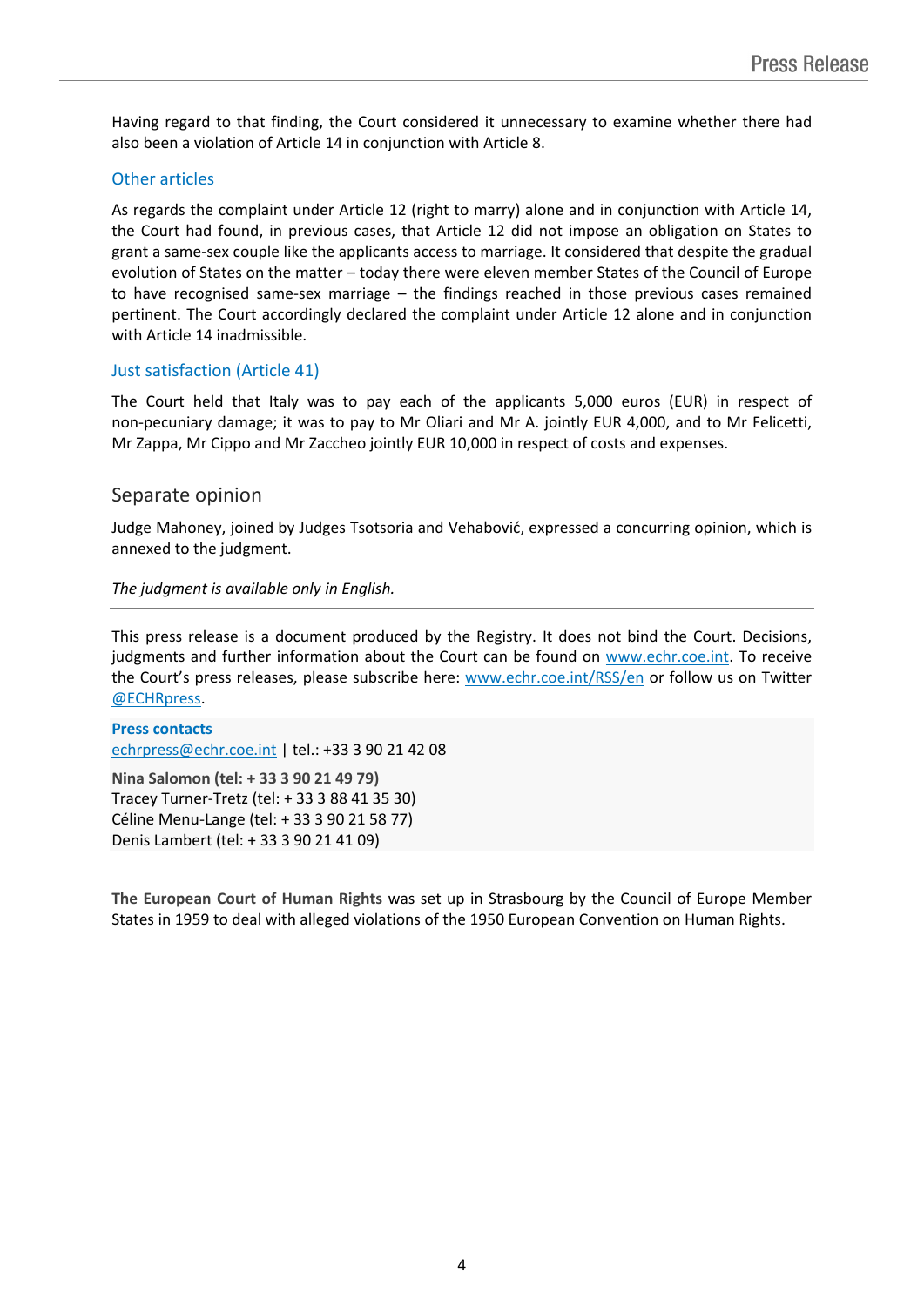Having regard to that finding, the Court considered it unnecessary to examine whether there had also been a violation of Article 14 in conjunction with Article 8.

### Other articles

As regards the complaint under Article 12 (right to marry) alone and in conjunction with Article 14, the Court had found, in previous cases, that Article 12 did not impose an obligation on States to grant a same-sex couple like the applicants access to marriage. It considered that despite the gradual evolution of States on the matter – today there were eleven member States of the Council of Europe to have recognised same-sex marriage – the findings reached in those previous cases remained pertinent. The Court accordingly declared the complaint under Article 12 alone and in conjunction with Article 14 inadmissible.

### Just satisfaction (Article 41)

The Court held that Italy was to pay each of the applicants 5,000 euros (EUR) in respect of non-pecuniary damage; it was to pay to Mr Oliari and Mr A. jointly EUR 4,000, and to Mr Felicetti, Mr Zappa, Mr Cippo and Mr Zaccheo jointly EUR 10,000 in respect of costs and expenses.

## Separate opinion

Judge Mahoney, joined by Judges Tsotsoria and Vehabović, expressed a concurring opinion, which is annexed to the judgment.

*The judgment is available only in English.*

---

This press release is a document produced by the Registry. It does not bind the Court. Decisions, judgments and further information about the Court can be found on www.echr.coe.int. To receive the Court's press releases, please subscribe here: www.echr.coe.int/RSS/en or follow us on Twitter @ECHRpress.

**Press contacts**
echrpress@echr.coe.int | tel.: +33 3 90 21 42 08

**Nina Salomon (tel: + 33 3 90 21 49 79)**
Tracey Turner-Tretz (tel: + 33 3 88 41 35 30)
Céline Menu-Lange (tel: + 33 3 90 21 58 77)
Denis Lambert (tel: + 33 3 90 21 41 09)

**The European Court of Human Rights** was set up in Strasbourg by the Council of Europe Member States in 1959 to deal with alleged violations of the 1950 European Convention on Human Rights.